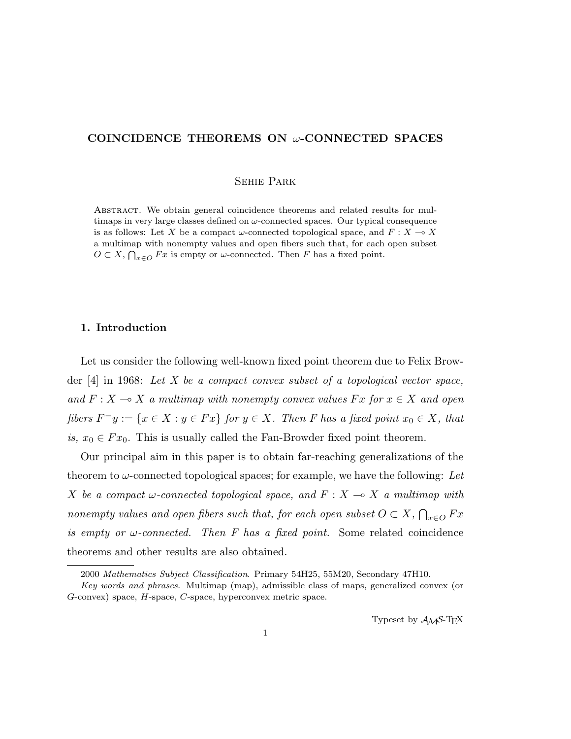# COINCIDENCE THEOREMS ON $\omega$-CONNECTED SPACES

Sehie Park

Abstract. We obtain general coincidence theorems and related results for multimaps in very large classes defined on $\omega$-connected spaces. Our typical consequence is as follows: Let $X$ be a compact $\omega$-connected topological space, and $F : X \multimap X$ a multimap with nonempty values and open fibers such that, for each open subset $O \subset X$, $\bigcap_{x \in O} Fx$ is empty or $\omega$-connected. Then $F$ has a fixed point.

## 1. Introduction

Let us consider the following well-known fixed point theorem due to Felix Browder [4] in 1968: *Let $X$ be a compact convex subset of a topological vector space, and $F : X \multimap X$ a multimap with nonempty convex values $Fx$ for $x \in X$ and open fibers $F^{-}y := \{x \in X : y \in Fx\}$ for $y \in X$. Then $F$ has a fixed point $x_0 \in X$, that is, $x_0 \in Fx_0$.* This is usually called the Fan-Browder fixed point theorem.

Our principal aim in this paper is to obtain far-reaching generalizations of the theorem to $\omega$-connected topological spaces; for example, we have the following: *Let $X$ be a compact $\omega$-connected topological space, and $F : X \multimap X$ a multimap with nonempty values and open fibers such that, for each open subset $O \subset X$, $\bigcap_{x \in O} Fx$ is empty or $\omega$-connected. Then $F$ has a fixed point.* Some related coincidence theorems and other results are also obtained.

---

2000 *Mathematics Subject Classification*. Primary 54H25, 55M20, Secondary 47H10.

*Key words and phrases.* Multimap (map), admissible class of maps, generalized convex (or $G$-convex) space, $H$-space, $C$-space, hyperconvex metric space.

Typeset by $\mathcal{A}\mathcal{M}\mathcal{S}$-TEX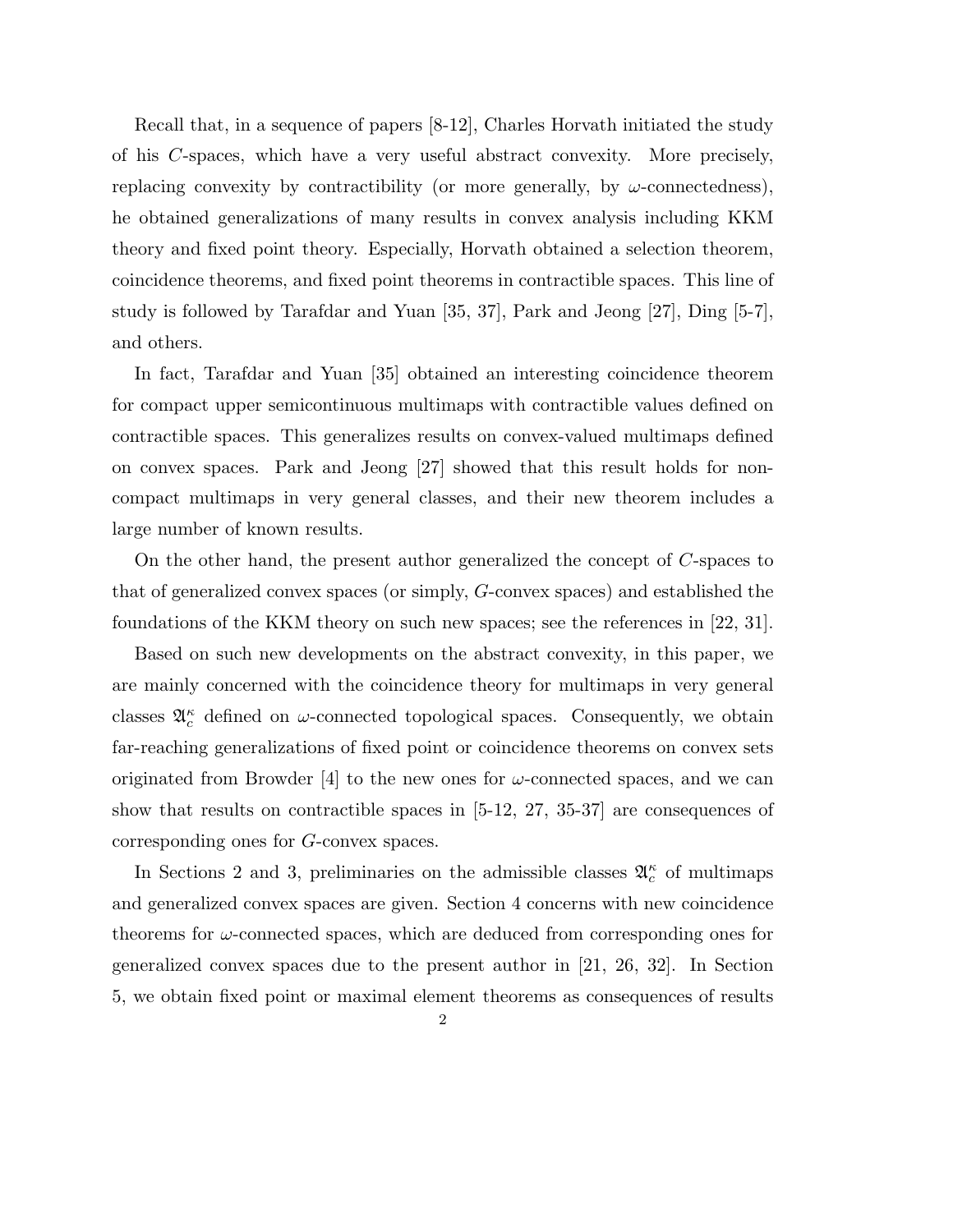Recall that, in a sequence of papers [8-12], Charles Horvath initiated the study of his $C$-spaces, which have a very useful abstract convexity. More precisely, replacing convexity by contractibility (or more generally, by $\omega$-connectedness), he obtained generalizations of many results in convex analysis including KKM theory and fixed point theory. Especially, Horvath obtained a selection theorem, coincidence theorems, and fixed point theorems in contractible spaces. This line of study is followed by Tarafdar and Yuan [35, 37], Park and Jeong [27], Ding [5-7], and others.

In fact, Tarafdar and Yuan [35] obtained an interesting coincidence theorem for compact upper semicontinuous multimaps with contractible values defined on contractible spaces. This generalizes results on convex-valued multimaps defined on convex spaces. Park and Jeong [27] showed that this result holds for non-compact multimaps in very general classes, and their new theorem includes a large number of known results.

On the other hand, the present author generalized the concept of $C$-spaces to that of generalized convex spaces (or simply, $G$-convex spaces) and established the foundations of the KKM theory on such new spaces; see the references in [22, 31].

Based on such new developments on the abstract convexity, in this paper, we are mainly concerned with the coincidence theory for multimaps in very general classes $\mathfrak{A}_c^\kappa$ defined on $\omega$-connected topological spaces. Consequently, we obtain far-reaching generalizations of fixed point or coincidence theorems on convex sets originated from Browder [4] to the new ones for $\omega$-connected spaces, and we can show that results on contractible spaces in [5-12, 27, 35-37] are consequences of corresponding ones for $G$-convex spaces.

In Sections 2 and 3, preliminaries on the admissible classes $\mathfrak{A}_c^\kappa$ of multimaps and generalized convex spaces are given. Section 4 concerns with new coincidence theorems for $\omega$-connected spaces, which are deduced from corresponding ones for generalized convex spaces due to the present author in [21, 26, 32]. In Section 5, we obtain fixed point or maximal element theorems as consequences of results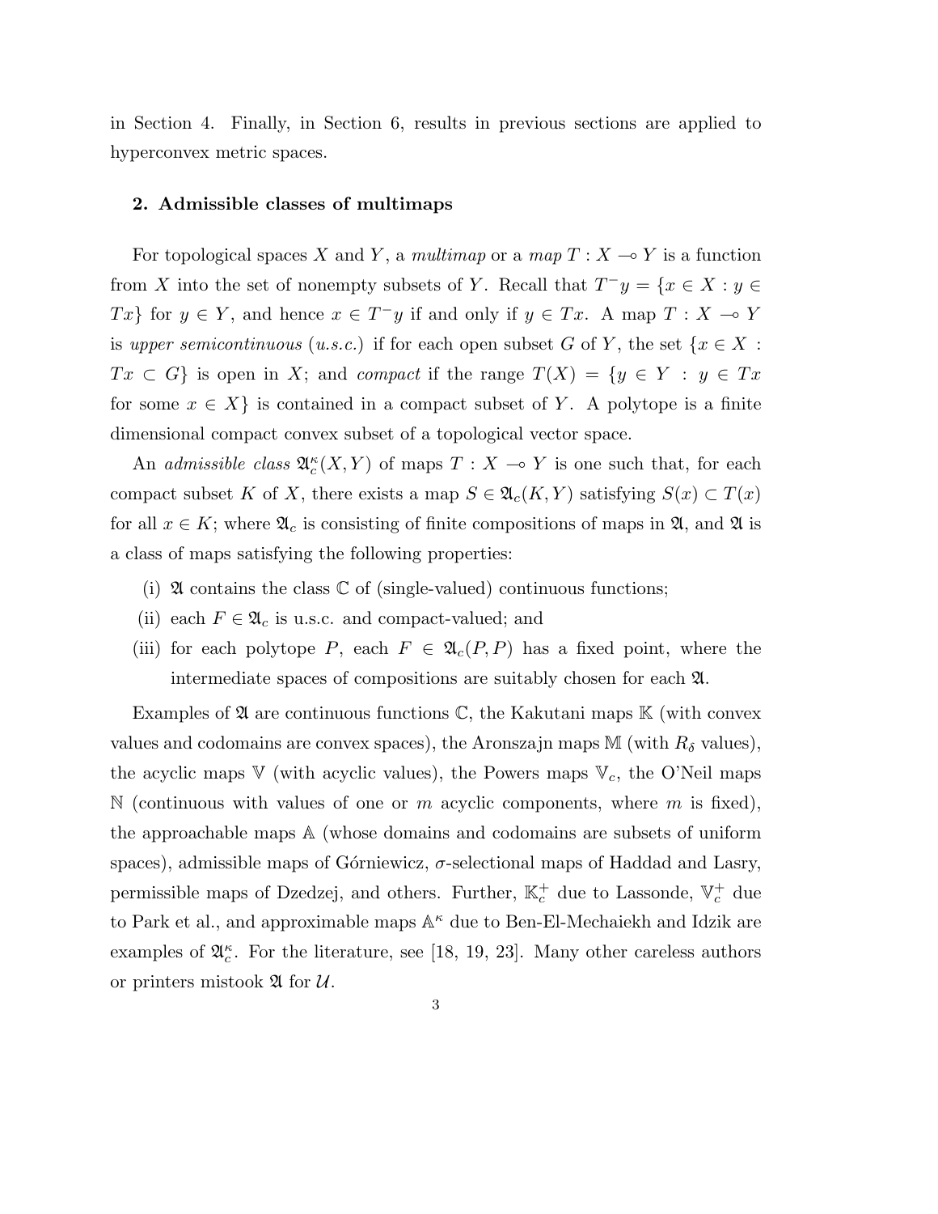in Section 4. Finally, in Section 6, results in previous sections are applied to hyperconvex metric spaces.

## 2. Admissible classes of multimaps

For topological spaces $X$ and $Y$, a *multimap* or a *map* $T : X \multimap Y$ is a function from $X$ into the set of nonempty subsets of $Y$. Recall that $T^{-}y = \{x \in X : y \in Tx\}$ for $y \in Y$, and hence $x \in T^{-}y$ if and only if $y \in Tx$. A map $T : X \multimap Y$ is *upper semicontinuous* (*u.s.c.*) if for each open subset $G$ of $Y$, the set $\{x \in X : Tx \subset G\}$ is open in $X$; and *compact* if the range $T(X) = \{y \in Y : y \in Tx$ for some $x \in X\}$ is contained in a compact subset of $Y$. A polytope is a finite dimensional compact convex subset of a topological vector space.

An *admissible class* $\mathfrak{A}_c^\kappa(X, Y)$ of maps $T : X \multimap Y$ is one such that, for each compact subset $K$ of $X$, there exists a map $S \in \mathfrak{A}_c(K, Y)$ satisfying $S(x) \subset T(x)$ for all $x \in K$; where $\mathfrak{A}_c$ is consisting of finite compositions of maps in $\mathfrak{A}$, and $\mathfrak{A}$ is a class of maps satisfying the following properties:

(i) $\mathfrak{A}$ contains the class $\mathbb{C}$ of (single-valued) continuous functions;

(ii) each $F \in \mathfrak{A}_c$ is u.s.c. and compact-valued; and

(iii) for each polytope $P$, each $F \in \mathfrak{A}_c(P, P)$ has a fixed point, where the intermediate spaces of compositions are suitably chosen for each $\mathfrak{A}$.

Examples of $\mathfrak{A}$ are continuous functions $\mathbb{C}$, the Kakutani maps $\mathbb{K}$ (with convex values and codomains are convex spaces), the Aronszajn maps $\mathbb{M}$ (with $R_\delta$ values), the acyclic maps $\mathbb{V}$ (with acyclic values), the Powers maps $\mathbb{V}_c$, the O'Neil maps $\mathbb{N}$ (continuous with values of one or $m$ acyclic components, where $m$ is fixed), the approachable maps $\mathbb{A}$ (whose domains and codomains are subsets of uniform spaces), admissible maps of Górniewicz, $\sigma$-selectional maps of Haddad and Lasry, permissible maps of Dzedzej, and others. Further, $\mathbb{K}_c^+$ due to Lassonde, $\mathbb{V}_c^+$ due to Park et al., and approximable maps $\mathbb{A}^\kappa$ due to Ben-El-Mechaiekh and Idzik are examples of $\mathfrak{A}_c^\kappa$. For the literature, see [18, 19, 23]. Many other careless authors or printers mistook $\mathfrak{A}$ for $\mathcal{U}$.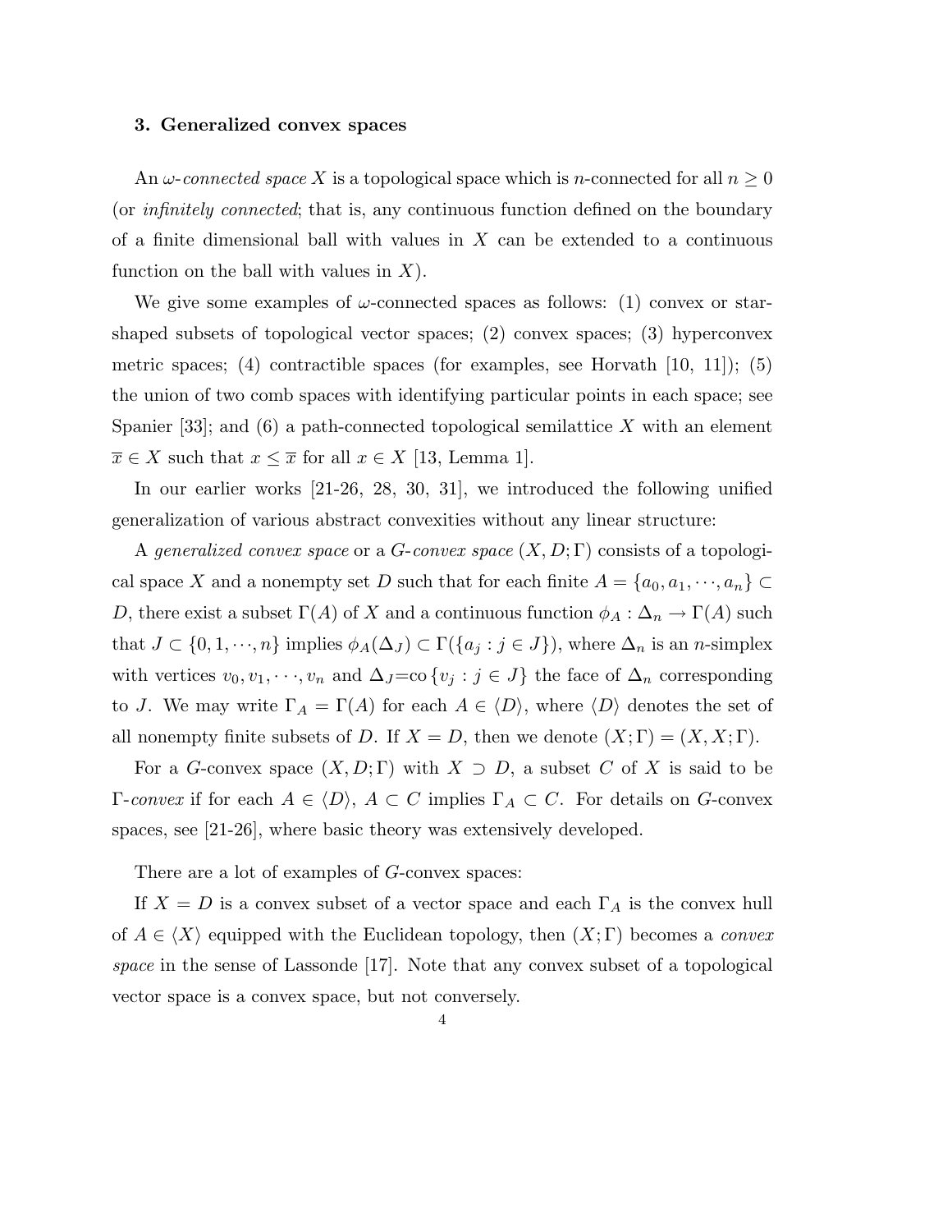### 3. Generalized convex spaces

An *ω-connected space* $X$ is a topological space which is $n$-connected for all $n \geq 0$ (or *infinitely connected*; that is, any continuous function defined on the boundary of a finite dimensional ball with values in $X$ can be extended to a continuous function on the ball with values in $X$).

We give some examples of $\omega$-connected spaces as follows: (1) convex or star-shaped subsets of topological vector spaces; (2) convex spaces; (3) hyperconvex metric spaces; (4) contractible spaces (for examples, see Horvath [10, 11]); (5) the union of two comb spaces with identifying particular points in each space; see Spanier [33]; and (6) a path-connected topological semilattice $X$ with an element $\overline{x} \in X$ such that $x \leq \overline{x}$ for all $x \in X$ [13, Lemma 1].

In our earlier works [21-26, 28, 30, 31], we introduced the following unified generalization of various abstract convexities without any linear structure:

A *generalized convex space* or a *G-convex space* $(X, D; \Gamma)$ consists of a topological space $X$ and a nonempty set $D$ such that for each finite $A = \{a_0, a_1, \cdots, a_n\} \subset D$, there exist a subset $\Gamma(A)$ of $X$ and a continuous function $\phi_A : \Delta_n \to \Gamma(A)$ such that $J \subset \{0, 1, \cdots, n\}$ implies $\phi_A(\Delta_J) \subset \Gamma(\{a_j : j \in J\})$, where $\Delta_n$ is an $n$-simplex with vertices $v_0, v_1, \cdots, v_n$ and $\Delta_J$=co$\{v_j : j \in J\}$ the face of $\Delta_n$ corresponding to $J$. We may write $\Gamma_A = \Gamma(A)$ for each $A \in \langle D \rangle$, where $\langle D \rangle$ denotes the set of all nonempty finite subsets of $D$. If $X = D$, then we denote $(X; \Gamma) = (X, X; \Gamma)$.

For a $G$-convex space $(X, D; \Gamma)$ with $X \supset D$, a subset $C$ of $X$ is said to be *Γ-convex* if for each $A \in \langle D \rangle$, $A \subset C$ implies $\Gamma_A \subset C$. For details on $G$-convex spaces, see [21-26], where basic theory was extensively developed.

There are a lot of examples of $G$-convex spaces:

If $X = D$ is a convex subset of a vector space and each $\Gamma_A$ is the convex hull of $A \in \langle X \rangle$ equipped with the Euclidean topology, then $(X; \Gamma)$ becomes a *convex space* in the sense of Lassonde [17]. Note that any convex subset of a topological vector space is a convex space, but not conversely.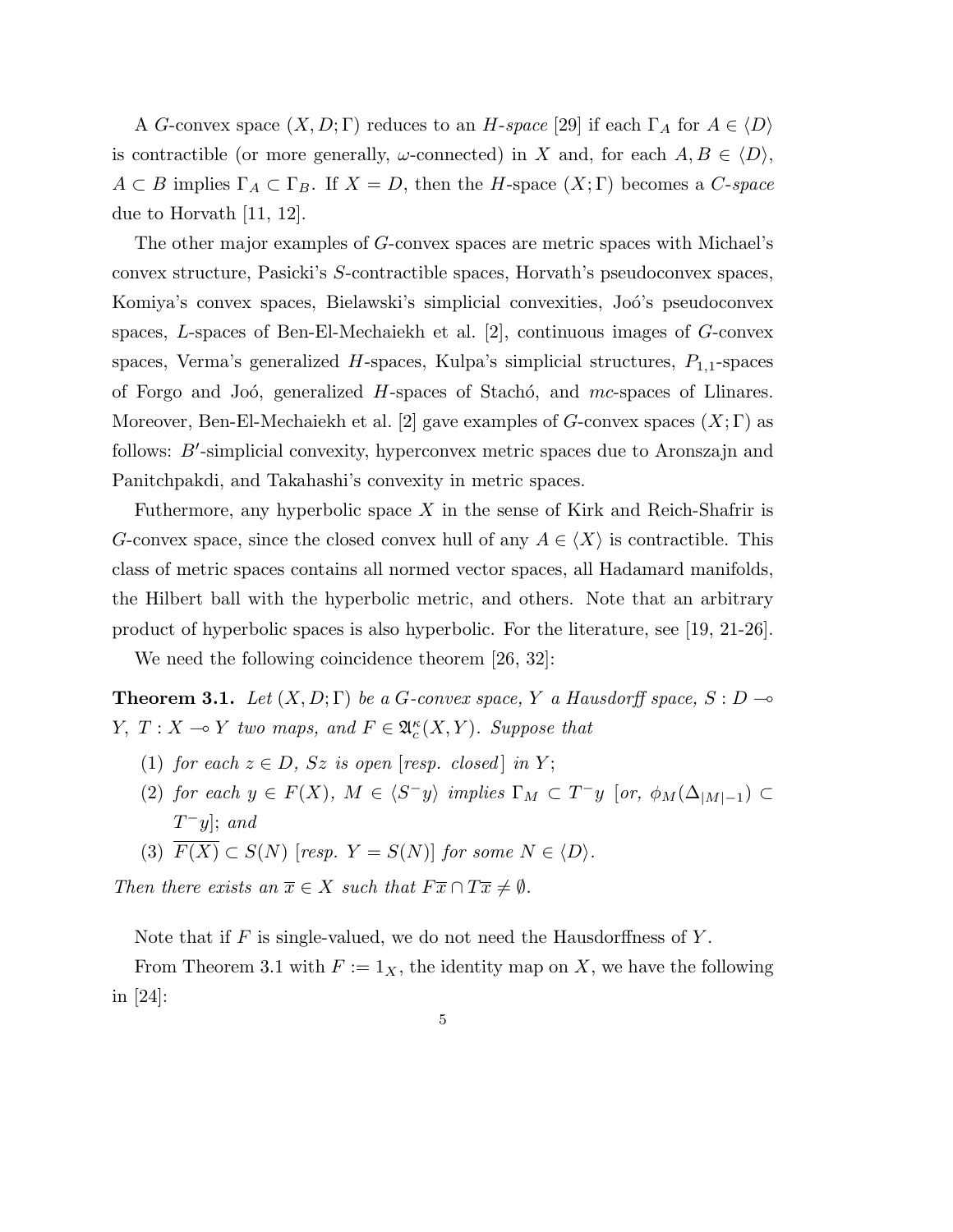A $G$-convex space $(X, D; \Gamma)$ reduces to an *H-space* [29] if each $\Gamma_A$ for $A \in \langle D \rangle$ is contractible (or more generally, $\omega$-connected) in $X$ and, for each $A, B \in \langle D \rangle$, $A \subset B$ implies $\Gamma_A \subset \Gamma_B$. If $X = D$, then the $H$-space $(X; \Gamma)$ becomes a *C-space* due to Horvath [11, 12].

The other major examples of $G$-convex spaces are metric spaces with Michael's convex structure, Pasicki's $S$-contractible spaces, Horvath's pseudoconvex spaces, Komiya's convex spaces, Bielawski's simplicial convexities, Joó's pseudoconvex spaces, $L$-spaces of Ben-El-Mechaiekh et al. [2], continuous images of $G$-convex spaces, Verma's generalized $H$-spaces, Kulpa's simplicial structures, $P_{1,1}$-spaces of Forgo and Joó, generalized $H$-spaces of Stachó, and $mc$-spaces of Llinares. Moreover, Ben-El-Mechaiekh et al. [2] gave examples of $G$-convex spaces $(X; \Gamma)$ as follows: $B'$-simplicial convexity, hyperconvex metric spaces due to Aronszajn and Panitchpakdi, and Takahashi's convexity in metric spaces.

Futhermore, any hyperbolic space $X$ in the sense of Kirk and Reich-Shafrir is $G$-convex space, since the closed convex hull of any $A \in \langle X \rangle$ is contractible. This class of metric spaces contains all normed vector spaces, all Hadamard manifolds, the Hilbert ball with the hyperbolic metric, and others. Note that an arbitrary product of hyperbolic spaces is also hyperbolic. For the literature, see [19, 21-26].

We need the following coincidence theorem [26, 32]:

**Theorem 3.1.** *Let $(X, D; \Gamma)$ be a $G$-convex space, $Y$ a Hausdorff space, $S : D \multimap Y$, $T : X \multimap Y$ two maps, and $F \in \mathfrak{A}_c^\kappa(X, Y)$. Suppose that*

1. *for each $z \in D$, $Sz$ is open [resp. closed] in $Y$;*
2. *for each $y \in F(X)$, $M \in \langle S^- y \rangle$ implies $\Gamma_M \subset T^- y$ [or, $\phi_M(\Delta_{|M|-1}) \subset T^- y$]; and*
3. *$\overline{F(X)} \subset S(N)$ [resp. $Y = S(N)$] for some $N \in \langle D \rangle$.*

*Then there exists an $\overline{x} \in X$ such that $F\overline{x} \cap T\overline{x} \neq \emptyset$.*

Note that if $F$ is single-valued, we do not need the Hausdorffness of $Y$.

From Theorem 3.1 with $F := 1_X$, the identity map on $X$, we have the following in [24]: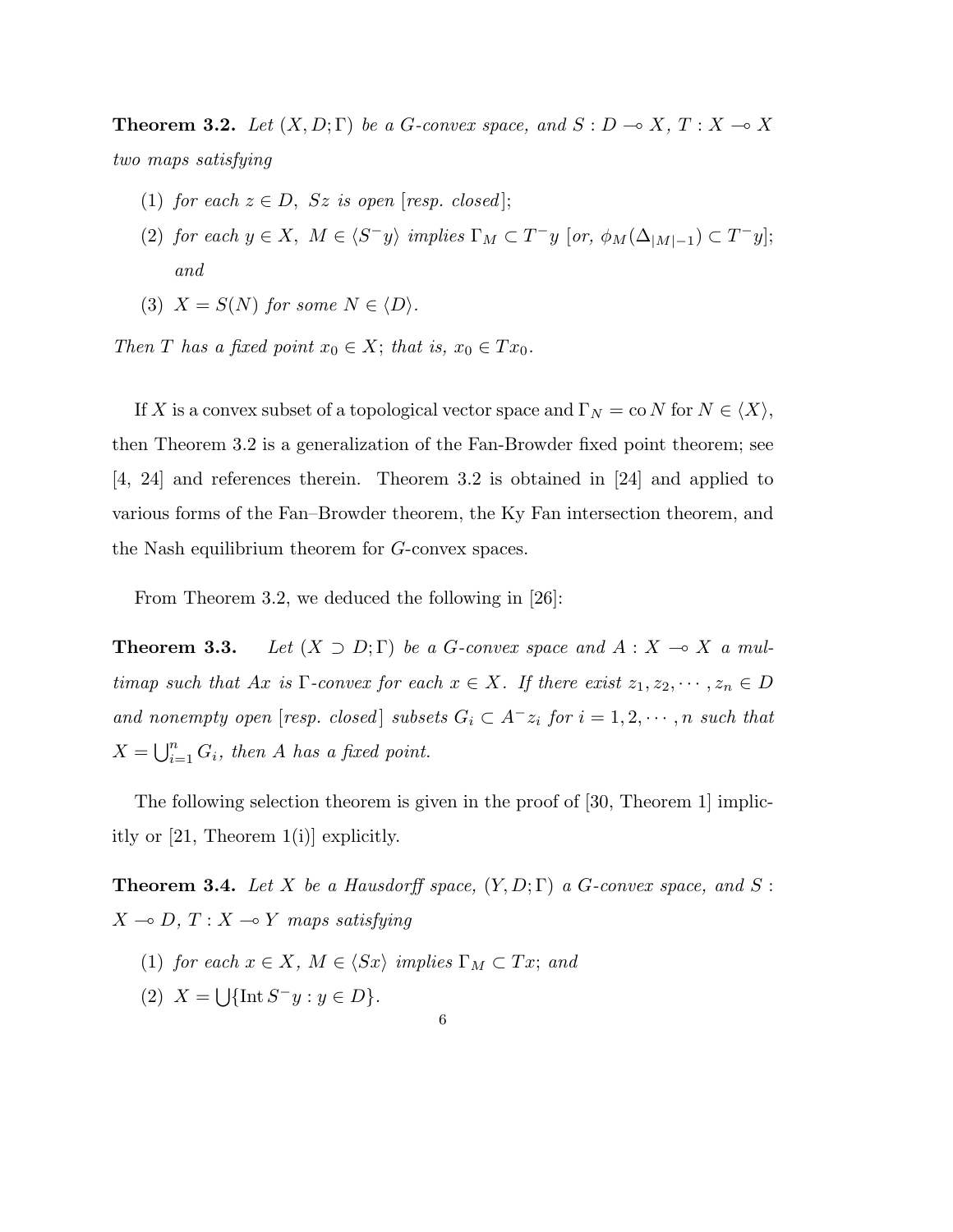**Theorem 3.2.** *Let $(X, D; \Gamma)$ be a G-convex space, and $S : D \multimap X$, $T : X \multimap X$ two maps satisfying*

1. *for each $z \in D$, $Sz$ is open [resp. closed];*
2. *for each $y \in X$, $M \in \langle S^{-}y \rangle$ implies $\Gamma_M \subset T^{-}y$ [or, $\phi_M(\Delta_{|M|-1}) \subset T^{-}y$]; and*
3. *$X = S(N)$ for some $N \in \langle D \rangle$.*

*Then $T$ has a fixed point $x_0 \in X$; that is, $x_0 \in Tx_0$.*

If $X$ is a convex subset of a topological vector space and $\Gamma_N = \mathrm{co}\, N$ for $N \in \langle X \rangle$, then Theorem 3.2 is a generalization of the Fan-Browder fixed point theorem; see [4, 24] and references therein. Theorem 3.2 is obtained in [24] and applied to various forms of the Fan–Browder theorem, the Ky Fan intersection theorem, and the Nash equilibrium theorem for $G$-convex spaces.

From Theorem 3.2, we deduced the following in [26]:

**Theorem 3.3.** *Let $(X \supset D; \Gamma)$ be a G-convex space and $A : X \multimap X$ a multimap such that $Ax$ is $\Gamma$-convex for each $x \in X$. If there exist $z_1, z_2, \cdots, z_n \in D$ and nonempty open [resp. closed] subsets $G_i \subset A^{-}z_i$ for $i = 1, 2, \cdots, n$ such that $X = \bigcup_{i=1}^{n} G_i$, then $A$ has a fixed point.*

The following selection theorem is given in the proof of [30, Theorem 1] implicitly or [21, Theorem 1(i)] explicitly.

**Theorem 3.4.** *Let $X$ be a Hausdorff space, $(Y, D; \Gamma)$ a G-convex space, and $S : X \multimap D$, $T : X \multimap Y$ maps satisfying*

1. *for each $x \in X$, $M \in \langle Sx \rangle$ implies $\Gamma_M \subset Tx$; and*
2. *$X = \bigcup \{\mathrm{Int}\, S^{-}y : y \in D\}$.*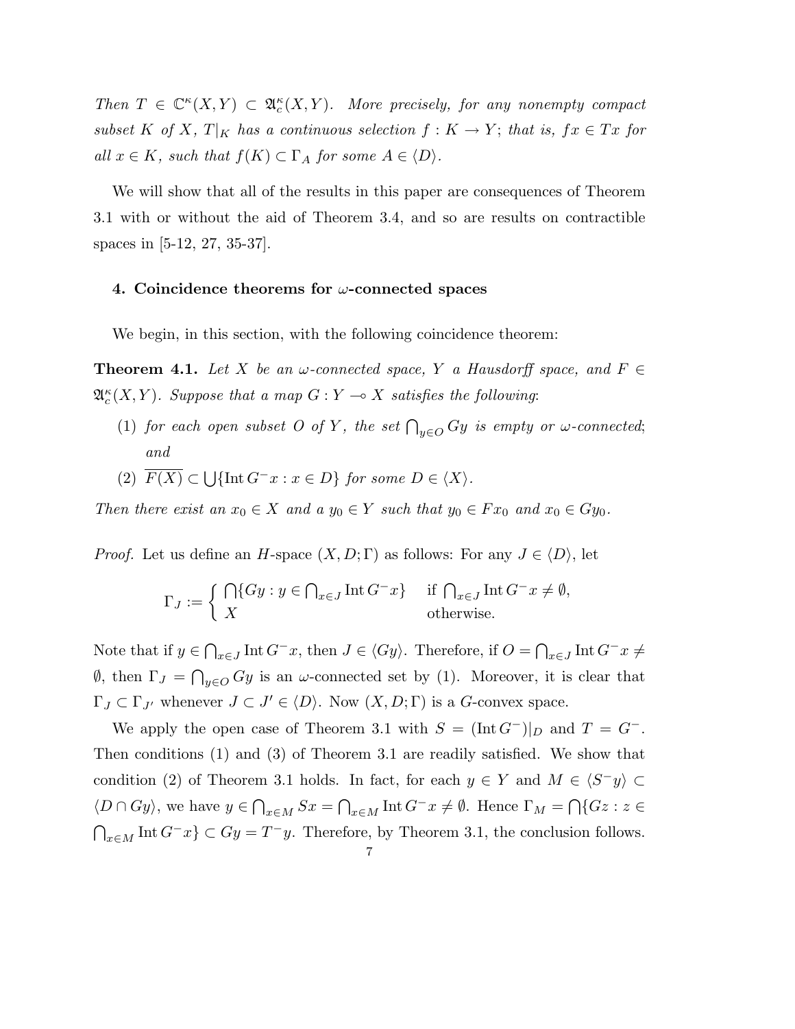*Then $T \in \mathbb{C}^\kappa(X,Y) \subset \mathfrak{A}_c^\kappa(X,Y)$. More precisely, for any nonempty compact subset $K$ of $X$, $T|_K$ has a continuous selection $f : K \to Y$; that is, $fx \in Tx$ for all $x \in K$, such that $f(K) \subset \Gamma_A$ for some $A \in \langle D \rangle$.*

We will show that all of the results in this paper are consequences of Theorem 3.1 with or without the aid of Theorem 3.4, and so are results on contractible spaces in [5-12, 27, 35-37].

## 4. Coincidence theorems for $\omega$-connected spaces

We begin, in this section, with the following coincidence theorem:

**Theorem 4.1.** *Let $X$ be an $\omega$-connected space, $Y$ a Hausdorff space, and $F \in \mathfrak{A}_c^\kappa(X,Y)$. Suppose that a map $G : Y \multimap X$ satisfies the following:*

1. *for each open subset $O$ of $Y$, the set $\bigcap_{y \in O} Gy$ is empty or $\omega$-connected; and*
2. *$\overline{F(X)} \subset \bigcup\{\text{Int}\, G^- x : x \in D\}$ for some $D \in \langle X \rangle$.*

*Then there exist an $x_0 \in X$ and a $y_0 \in Y$ such that $y_0 \in Fx_0$ and $x_0 \in Gy_0$.*

*Proof.* Let us define an $H$-space $(X, D; \Gamma)$ as follows: For any $J \in \langle D \rangle$, let

$$\Gamma_J := \begin{cases} \bigcap\{Gy : y \in \bigcap_{x \in J} \text{Int}\, G^- x\} & \text{if } \bigcap_{x \in J} \text{Int}\, G^- x \neq \emptyset, \\ X & \text{otherwise.} \end{cases}$$

Note that if $y \in \bigcap_{x \in J} \text{Int}\, G^- x$, then $J \in \langle Gy \rangle$. Therefore, if $O = \bigcap_{x \in J} \text{Int}\, G^- x \neq \emptyset$, then $\Gamma_J = \bigcap_{y \in O} Gy$ is an $\omega$-connected set by (1). Moreover, it is clear that $\Gamma_J \subset \Gamma_{J'}$ whenever $J \subset J' \in \langle D \rangle$. Now $(X, D; \Gamma)$ is a $G$-convex space.

We apply the open case of Theorem 3.1 with $S = (\text{Int}\, G^-)|_D$ and $T = G^-$. Then conditions (1) and (3) of Theorem 3.1 are readily satisfied. We show that condition (2) of Theorem 3.1 holds. In fact, for each $y \in Y$ and $M \in \langle S^- y \rangle \subset \langle D \cap Gy \rangle$, we have $y \in \bigcap_{x \in M} Sx = \bigcap_{x \in M} \text{Int}\, G^- x \neq \emptyset$. Hence $\Gamma_M = \bigcap\{Gz : z \in \bigcap_{x \in M} \text{Int}\, G^- x\} \subset Gy = T^- y$. Therefore, by Theorem 3.1, the conclusion follows.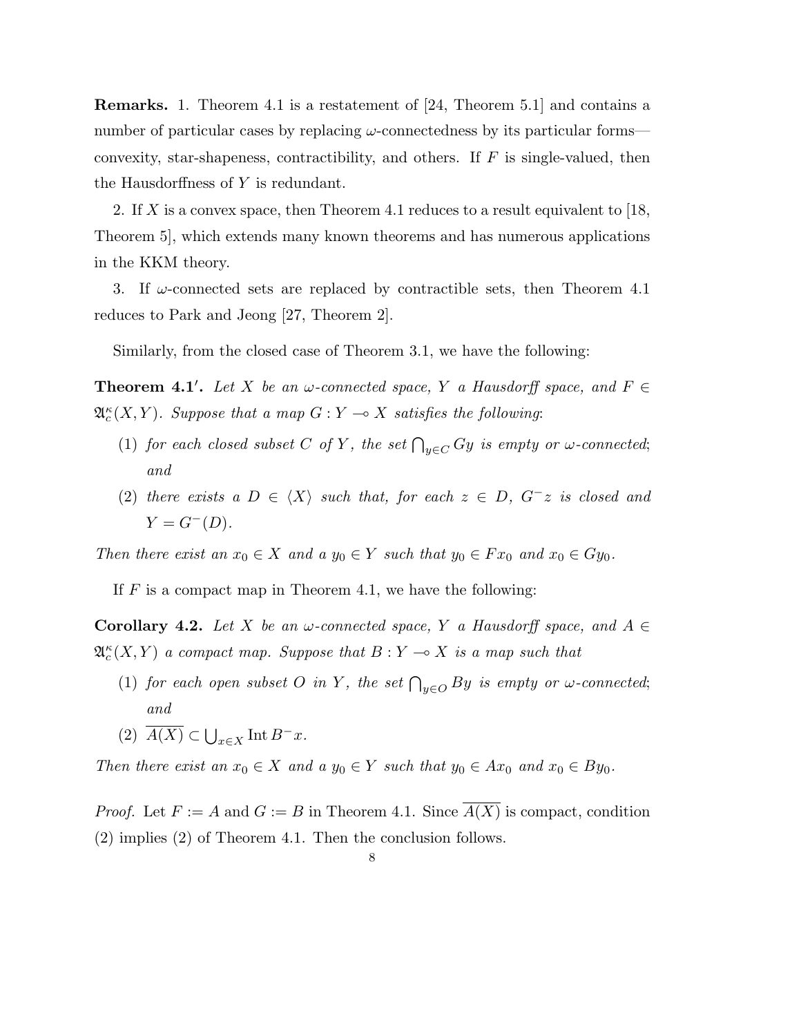**Remarks.** 1. Theorem 4.1 is a restatement of [24, Theorem 5.1] and contains a number of particular cases by replacing $\omega$-connectedness by its particular forms—convexity, star-shapeness, contractibility, and others. If $F$ is single-valued, then the Hausdorffness of $Y$ is redundant.

2. If $X$ is a convex space, then Theorem 4.1 reduces to a result equivalent to [18, Theorem 5], which extends many known theorems and has numerous applications in the KKM theory.

3. If $\omega$-connected sets are replaced by contractible sets, then Theorem 4.1 reduces to Park and Jeong [27, Theorem 2].

Similarly, from the closed case of Theorem 3.1, we have the following:

**Theorem 4.1′.** *Let $X$ be an $\omega$-connected space, $Y$ a Hausdorff space, and $F \in \mathfrak{A}_c^\kappa(X, Y)$. Suppose that a map $G : Y \multimap X$ satisfies the following*:

1. *for each closed subset $C$ of $Y$, the set $\bigcap_{y \in C} Gy$ is empty or $\omega$-connected*; *and*
2. *there exists a $D \in \langle X \rangle$ such that, for each $z \in D$, $G^- z$ is closed and $Y = G^-(D)$.*

*Then there exist an $x_0 \in X$ and a $y_0 \in Y$ such that $y_0 \in Fx_0$ and $x_0 \in Gy_0$.*

If $F$ is a compact map in Theorem 4.1, we have the following:

**Corollary 4.2.** *Let $X$ be an $\omega$-connected space, $Y$ a Hausdorff space, and $A \in \mathfrak{A}_c^\kappa(X, Y)$ a compact map. Suppose that $B : Y \multimap X$ is a map such that*

1. *for each open subset $O$ in $Y$, the set $\bigcap_{y \in O} By$ is empty or $\omega$-connected*; *and*
2. $\overline{A(X)} \subset \bigcup_{x \in X} \operatorname{Int} B^- x$.

*Then there exist an $x_0 \in X$ and a $y_0 \in Y$ such that $y_0 \in Ax_0$ and $x_0 \in By_0$.*

*Proof.* Let $F := A$ and $G := B$ in Theorem 4.1. Since $\overline{A(X)}$ is compact, condition (2) implies (2) of Theorem 4.1. Then the conclusion follows.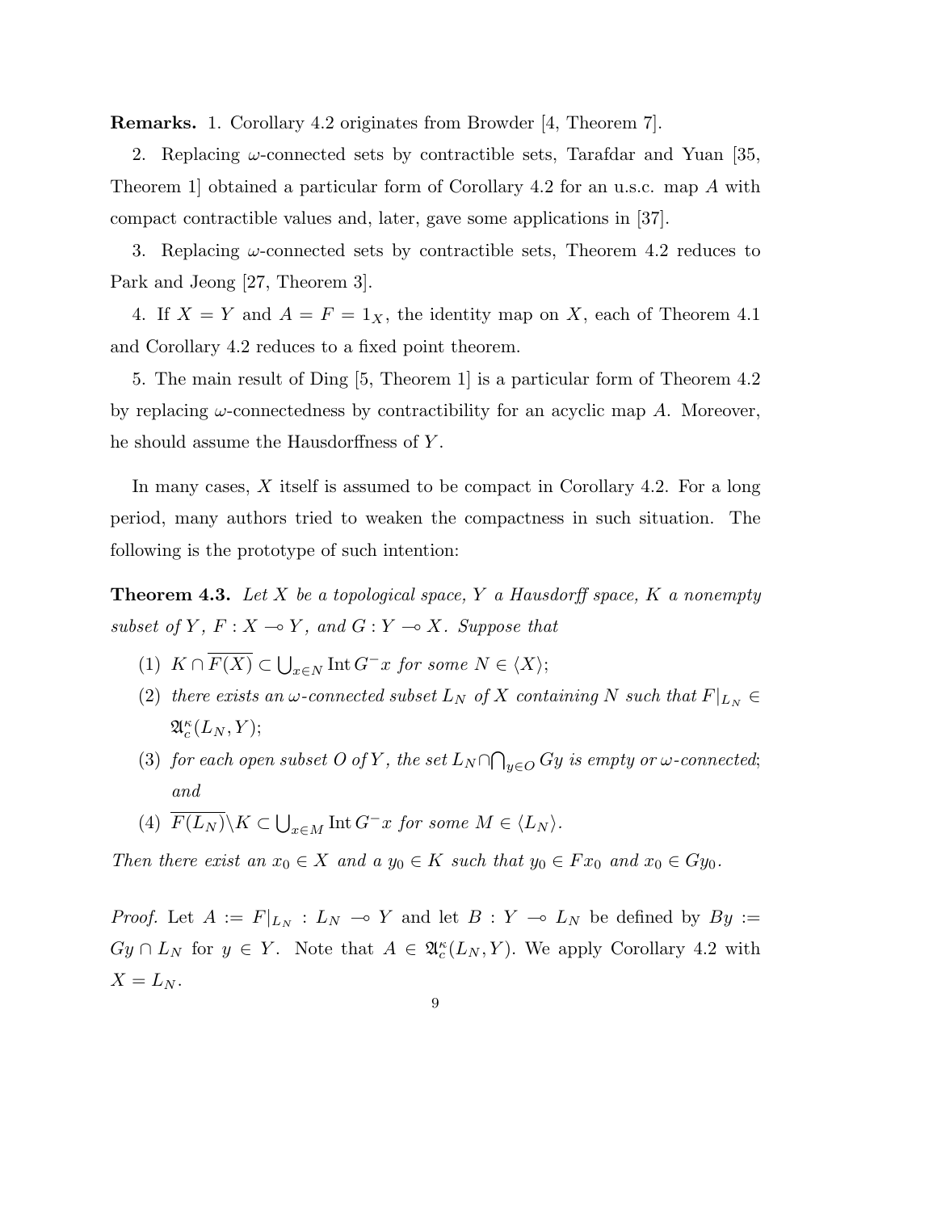**Remarks.** 1. Corollary 4.2 originates from Browder [4, Theorem 7].

2. Replacing $\omega$-connected sets by contractible sets, Tarafdar and Yuan [35, Theorem 1] obtained a particular form of Corollary 4.2 for an u.s.c. map $A$ with compact contractible values and, later, gave some applications in [37].

3. Replacing $\omega$-connected sets by contractible sets, Theorem 4.2 reduces to Park and Jeong [27, Theorem 3].

4. If $X = Y$ and $A = F = 1_X$, the identity map on $X$, each of Theorem 4.1 and Corollary 4.2 reduces to a fixed point theorem.

5. The main result of Ding [5, Theorem 1] is a particular form of Theorem 4.2 by replacing $\omega$-connectedness by contractibility for an acyclic map $A$. Moreover, he should assume the Hausdorffness of $Y$.

In many cases, $X$ itself is assumed to be compact in Corollary 4.2. For a long period, many authors tried to weaken the compactness in such situation. The following is the prototype of such intention:

**Theorem 4.3.** *Let $X$ be a topological space, $Y$ a Hausdorff space, $K$ a nonempty subset of $Y$, $F : X \multimap Y$, and $G : Y \multimap X$. Suppose that*

1. $K \cap \overline{F(X)} \subset \bigcup_{x \in N} \operatorname{Int} G^{-}x$ *for some* $N \in \langle X \rangle$;
2. *there exists an $\omega$-connected subset $L_N$ of $X$ containing $N$ such that* $F|_{L_N} \in \mathfrak{A}_c^{\kappa}(L_N, Y)$;
3. *for each open subset $O$ of $Y$, the set $L_N \cap \bigcap_{y \in O} Gy$ is empty or $\omega$-connected; and*
4. $\overline{F(L_N)} \backslash K \subset \bigcup_{x \in M} \operatorname{Int} G^{-}x$ *for some* $M \in \langle L_N \rangle$.

*Then there exist an $x_0 \in X$ and a $y_0 \in K$ such that $y_0 \in Fx_0$ and $x_0 \in Gy_0$.*

*Proof.* Let $A := F|_{L_N} : L_N \multimap Y$ and let $B : Y \multimap L_N$ be defined by $By := Gy \cap L_N$ for $y \in Y$. Note that $A \in \mathfrak{A}_c^{\kappa}(L_N, Y)$. We apply Corollary 4.2 with $X = L_N$.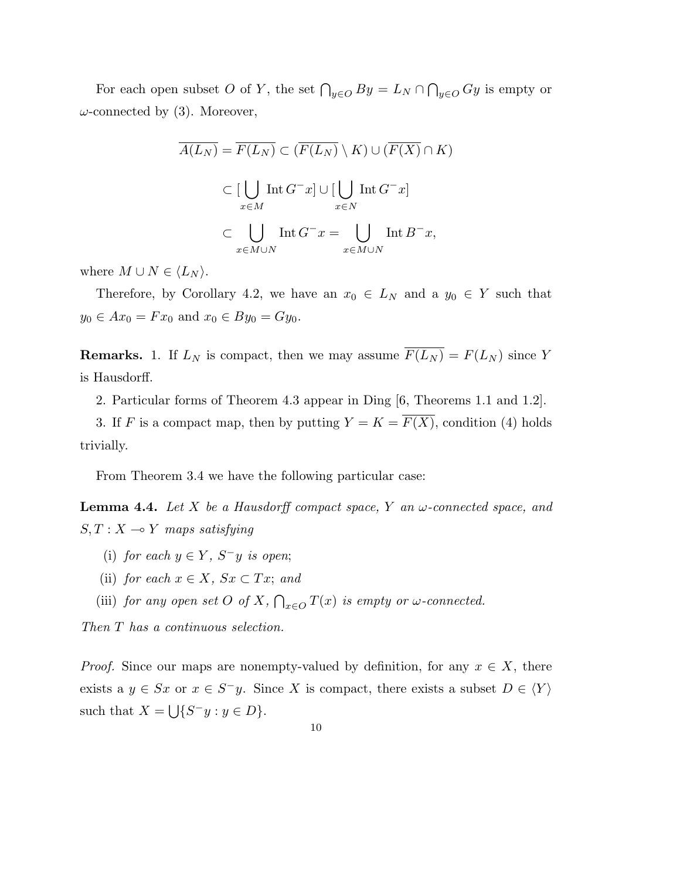For each open subset $O$ of $Y$, the set $\bigcap_{y \in O} By = L_N \cap \bigcap_{y \in O} Gy$ is empty or $\omega$-connected by (3). Moreover,

$$\overline{A(L_N)} = \overline{F(L_N)} \subset (\overline{F(L_N)} \setminus K) \cup (\overline{F(X)} \cap K)$$

$$\subset [\bigcup_{x \in M} \operatorname{Int} G^- x] \cup [\bigcup_{x \in N} \operatorname{Int} G^- x]$$

$$\subset \bigcup_{x \in M \cup N} \operatorname{Int} G^- x = \bigcup_{x \in M \cup N} \operatorname{Int} B^- x,$$

where $M \cup N \in \langle L_N \rangle$.

Therefore, by Corollary 4.2, we have an $x_0 \in L_N$ and a $y_0 \in Y$ such that $y_0 \in Ax_0 = Fx_0$ and $x_0 \in By_0 = Gy_0$.

**Remarks.** 1. If $L_N$ is compact, then we may assume $\overline{F(L_N)} = F(L_N)$ since $Y$ is Hausdorff.

2. Particular forms of Theorem 4.3 appear in Ding [6, Theorems 1.1 and 1.2].

3. If $F$ is a compact map, then by putting $Y = K = \overline{F(X)}$, condition (4) holds trivially.

From Theorem 3.4 we have the following particular case:

**Lemma 4.4.** *Let $X$ be a Hausdorff compact space, $Y$ an $\omega$-connected space, and $S, T : X \multimap Y$ maps satisfying*

(i) *for each $y \in Y$, $S^- y$ is open;*

(ii) *for each $x \in X$, $Sx \subset Tx$; and*

(iii) *for any open set $O$ of $X$, $\bigcap_{x \in O} T(x)$ is empty or $\omega$-connected.*

*Then $T$ has a continuous selection.*

*Proof.* Since our maps are nonempty-valued by definition, for any $x \in X$, there exists a $y \in Sx$ or $x \in S^- y$. Since $X$ is compact, there exists a subset $D \in \langle Y \rangle$ such that $X = \bigcup \{S^- y : y \in D\}$.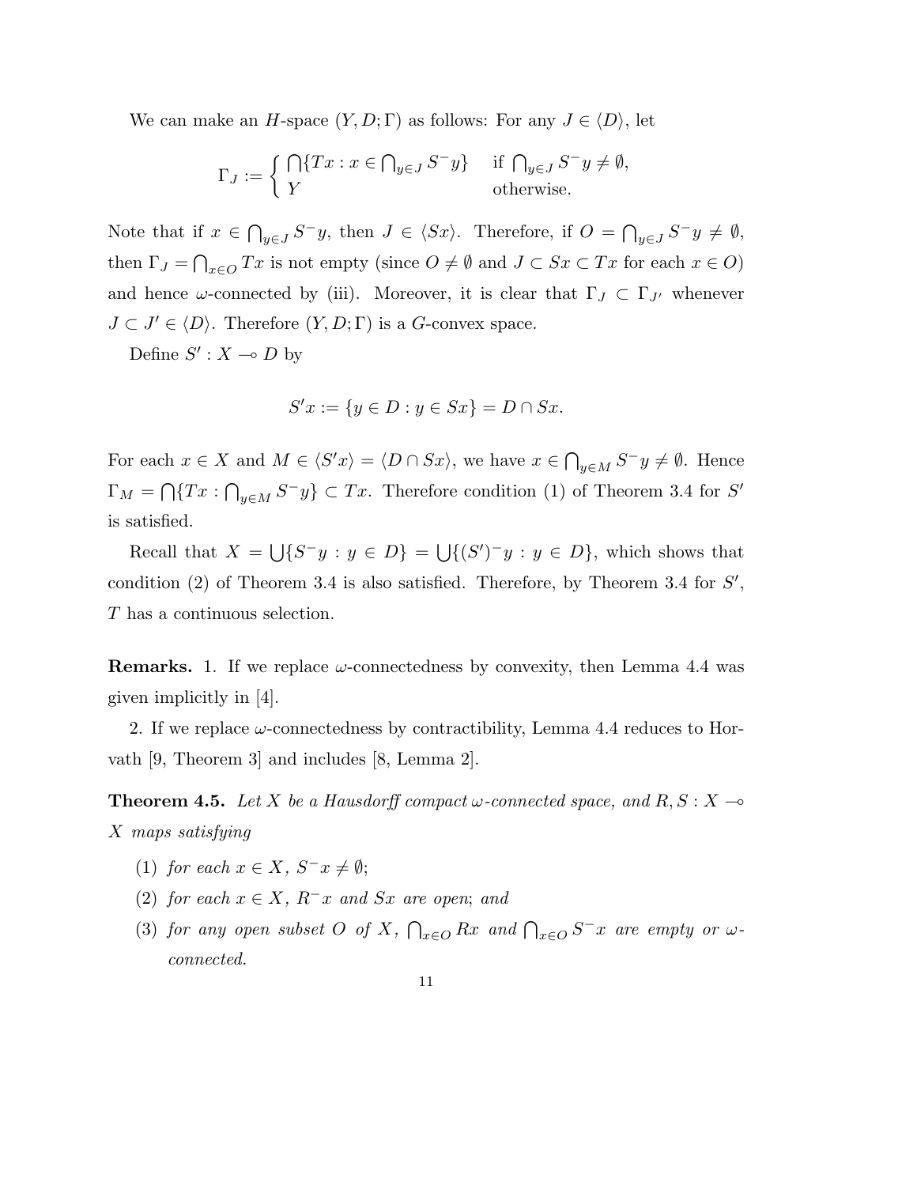We can make an $H$-space $(Y, D; \Gamma)$ as follows: For any $J \in \langle D \rangle$, let

$$\Gamma_J := \begin{cases} \bigcap\{Tx : x \in \bigcap_{y \in J} S^- y\} & \text{if } \bigcap_{y \in J} S^- y \neq \emptyset, \\ Y & \text{otherwise.} \end{cases}$$

Note that if $x \in \bigcap_{y \in J} S^- y$, then $J \in \langle Sx \rangle$. Therefore, if $O = \bigcap_{y \in J} S^- y \neq \emptyset$, then $\Gamma_J = \bigcap_{x \in O} Tx$ is not empty (since $O \neq \emptyset$ and $J \subset Sx \subset Tx$ for each $x \in O$) and hence $\omega$-connected by (iii). Moreover, it is clear that $\Gamma_J \subset \Gamma_{J'}$ whenever $J \subset J' \in \langle D \rangle$. Therefore $(Y, D; \Gamma)$ is a $G$-convex space.

Define $S' : X \multimap D$ by

$$S'x := \{y \in D : y \in Sx\} = D \cap Sx.$$

For each $x \in X$ and $M \in \langle S'x \rangle = \langle D \cap Sx \rangle$, we have $x \in \bigcap_{y \in M} S^- y \neq \emptyset$. Hence $\Gamma_M = \bigcap\{Tx : \bigcap_{y \in M} S^- y\} \subset Tx$. Therefore condition (1) of Theorem 3.4 for $S'$ is satisfied.

Recall that $X = \bigcup\{S^- y : y \in D\} = \bigcup\{(S')^- y : y \in D\}$, which shows that condition (2) of Theorem 3.4 is also satisfied. Therefore, by Theorem 3.4 for $S'$, $T$ has a continuous selection.

**Remarks.** 1. If we replace $\omega$-connectedness by convexity, then Lemma 4.4 was given implicitly in [4].

2. If we replace $\omega$-connectedness by contractibility, Lemma 4.4 reduces to Horvath [9, Theorem 3] and includes [8, Lemma 2].

**Theorem 4.5.** *Let $X$ be a Hausdorff compact $\omega$-connected space, and $R, S : X \multimap X$ maps satisfying*

1. *for each $x \in X$, $S^- x \neq \emptyset$;*
2. *for each $x \in X$, $R^- x$ and $Sx$ are open; and*
3. *for any open subset $O$ of $X$, $\bigcap_{x \in O} Rx$ and $\bigcap_{x \in O} S^- x$ are empty or $\omega$-connected.*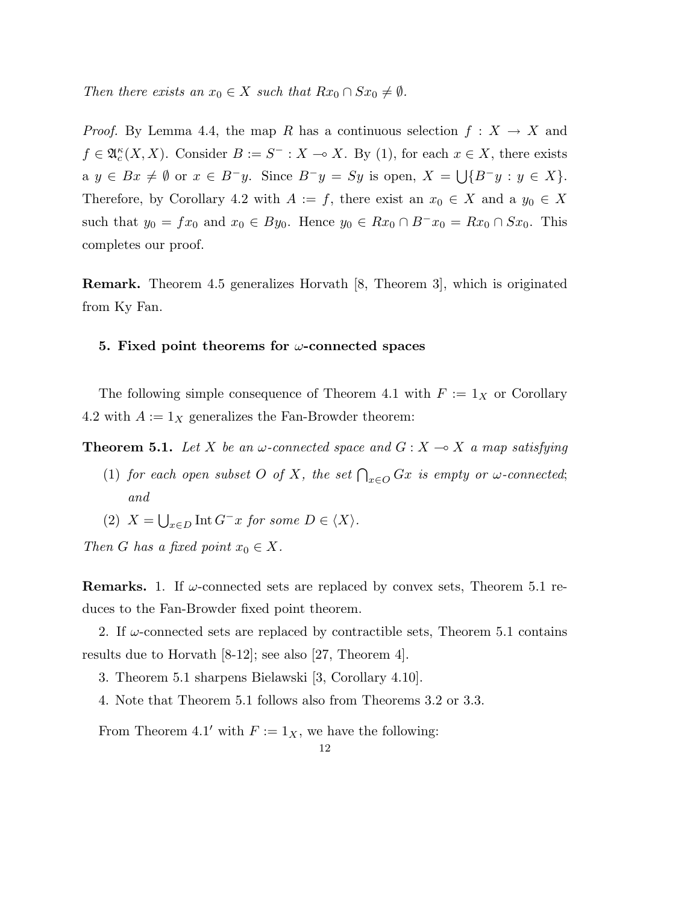*Then there exists an $x_0 \in X$ such that $Rx_0 \cap Sx_0 \neq \emptyset$.*

*Proof.* By Lemma 4.4, the map $R$ has a continuous selection $f : X \to X$ and $f \in \mathfrak{A}_c^\kappa(X, X)$. Consider $B := S^- : X \multimap X$. By (1), for each $x \in X$, there exists a $y \in Bx \neq \emptyset$ or $x \in B^- y$. Since $B^- y = Sy$ is open, $X = \bigcup\{B^- y : y \in X\}$. Therefore, by Corollary 4.2 with $A := f$, there exist an $x_0 \in X$ and a $y_0 \in X$ such that $y_0 = fx_0$ and $x_0 \in By_0$. Hence $y_0 \in Rx_0 \cap B^- x_0 = Rx_0 \cap Sx_0$. This completes our proof.

**Remark.** Theorem 4.5 generalizes Horvath [8, Theorem 3], which is originated from Ky Fan.

### 5. Fixed point theorems for $\omega$-connected spaces

The following simple consequence of Theorem 4.1 with $F := 1_X$ or Corollary 4.2 with $A := 1_X$ generalizes the Fan-Browder theorem:

**Theorem 5.1.** *Let $X$ be an $\omega$-connected space and $G : X \multimap X$ a map satisfying*

1. *for each open subset $O$ of $X$, the set $\bigcap_{x \in O} Gx$ is empty or $\omega$-connected; and*
2. *$X = \bigcup_{x \in D} \operatorname{Int} G^- x$ for some $D \in \langle X \rangle$.*

*Then $G$ has a fixed point $x_0 \in X$.*

**Remarks.** 1. If $\omega$-connected sets are replaced by convex sets, Theorem 5.1 reduces to the Fan-Browder fixed point theorem.

2. If $\omega$-connected sets are replaced by contractible sets, Theorem 5.1 contains results due to Horvath [8-12]; see also [27, Theorem 4].

3. Theorem 5.1 sharpens Bielawski [3, Corollary 4.10].

4. Note that Theorem 5.1 follows also from Theorems 3.2 or 3.3.

From Theorem 4.1$'$ with $F := 1_X$, we have the following: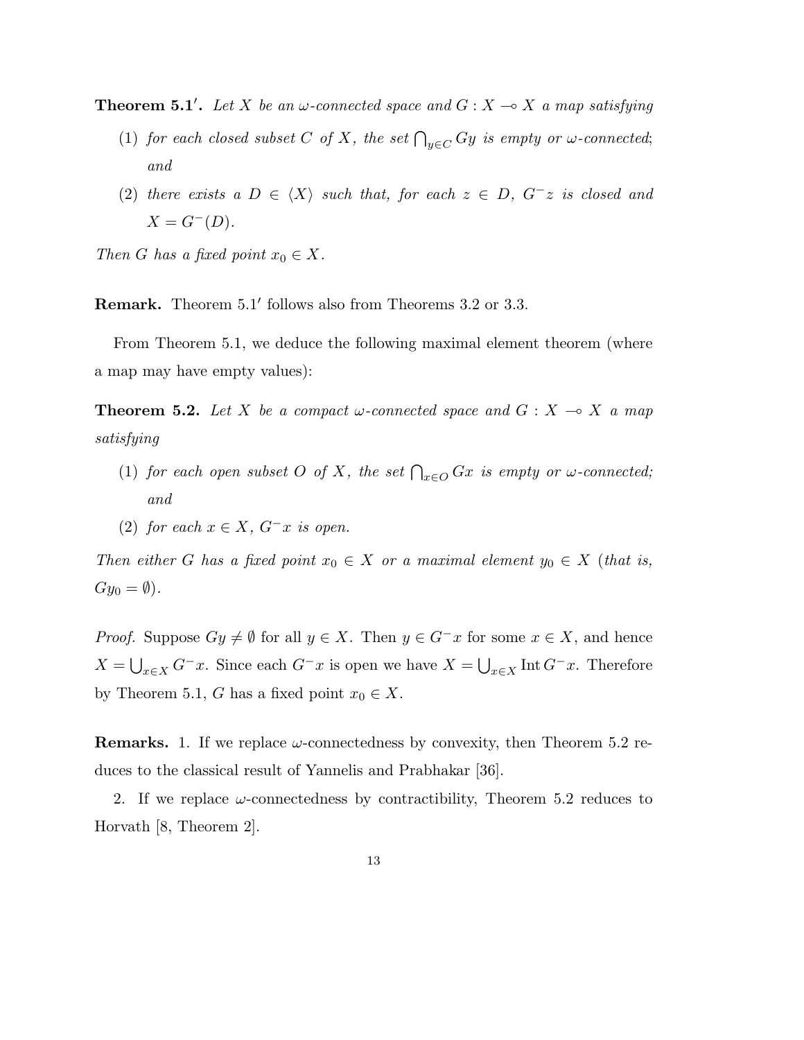**Theorem 5.1′.** *Let $X$ be an $\omega$-connected space and $G : X \multimap X$ a map satisfying*

1. *for each closed subset $C$ of $X$, the set $\bigcap_{y \in C} Gy$ is empty or $\omega$-connected; and*
2. *there exists a $D \in \langle X \rangle$ such that, for each $z \in D$, $G^{-}z$ is closed and $X = G^{-}(D)$.*

*Then $G$ has a fixed point $x_0 \in X$.*

**Remark.** Theorem 5.1′ follows also from Theorems 3.2 or 3.3.

From Theorem 5.1, we deduce the following maximal element theorem (where a map may have empty values):

**Theorem 5.2.** *Let $X$ be a compact $\omega$-connected space and $G : X \multimap X$ a map satisfying*

1. *for each open subset $O$ of $X$, the set $\bigcap_{x \in O} Gx$ is empty or $\omega$-connected; and*
2. *for each $x \in X$, $G^{-}x$ is open.*

*Then either $G$ has a fixed point $x_0 \in X$ or a maximal element $y_0 \in X$ (that is, $Gy_0 = \emptyset$).*

*Proof.* Suppose $Gy \neq \emptyset$ for all $y \in X$. Then $y \in G^{-}x$ for some $x \in X$, and hence $X = \bigcup_{x \in X} G^{-}x$. Since each $G^{-}x$ is open we have $X = \bigcup_{x \in X} \operatorname{Int} G^{-}x$. Therefore by Theorem 5.1, $G$ has a fixed point $x_0 \in X$.

**Remarks.** 1. If we replace $\omega$-connectedness by convexity, then Theorem 5.2 reduces to the classical result of Yannelis and Prabhakar [36].

2. If we replace $\omega$-connectedness by contractibility, Theorem 5.2 reduces to Horvath [8, Theorem 2].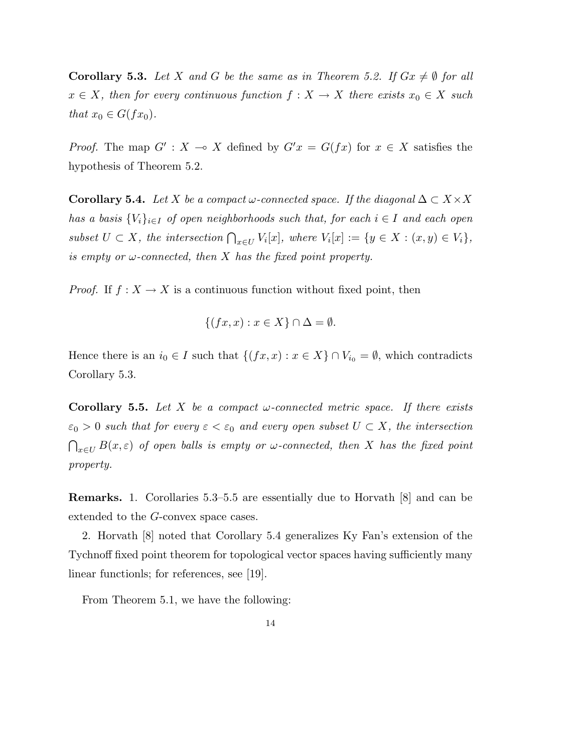**Corollary 5.3.** *Let $X$ and $G$ be the same as in Theorem 5.2. If $Gx \neq \emptyset$ for all $x \in X$, then for every continuous function $f : X \to X$ there exists $x_0 \in X$ such that $x_0 \in G(fx_0)$.*

*Proof.* The map $G' : X \multimap X$ defined by $G'x = G(fx)$ for $x \in X$ satisfies the hypothesis of Theorem 5.2.

**Corollary 5.4.** *Let $X$ be a compact $\omega$-connected space. If the diagonal $\Delta \subset X \times X$ has a basis $\{V_i\}_{i \in I}$ of open neighborhoods such that, for each $i \in I$ and each open subset $U \subset X$, the intersection $\bigcap_{x \in U} V_i[x]$, where $V_i[x] := \{y \in X : (x, y) \in V_i\}$, is empty or $\omega$-connected, then $X$ has the fixed point property.*

*Proof.* If $f : X \to X$ is a continuous function without fixed point, then

$$\{(fx, x) : x \in X\} \cap \Delta = \emptyset.$$

Hence there is an $i_0 \in I$ such that $\{(fx, x) : x \in X\} \cap V_{i_0} = \emptyset$, which contradicts Corollary 5.3.

**Corollary 5.5.** *Let $X$ be a compact $\omega$-connected metric space. If there exists $\varepsilon_0 > 0$ such that for every $\varepsilon < \varepsilon_0$ and every open subset $U \subset X$, the intersection $\bigcap_{x \in U} B(x, \varepsilon)$ of open balls is empty or $\omega$-connected, then $X$ has the fixed point property.*

**Remarks.** 1. Corollaries 5.3–5.5 are essentially due to Horvath [8] and can be extended to the $G$-convex space cases.

2. Horvath [8] noted that Corollary 5.4 generalizes Ky Fan's extension of the Tychnoff fixed point theorem for topological vector spaces having sufficiently many linear functionls; for references, see [19].

From Theorem 5.1, we have the following: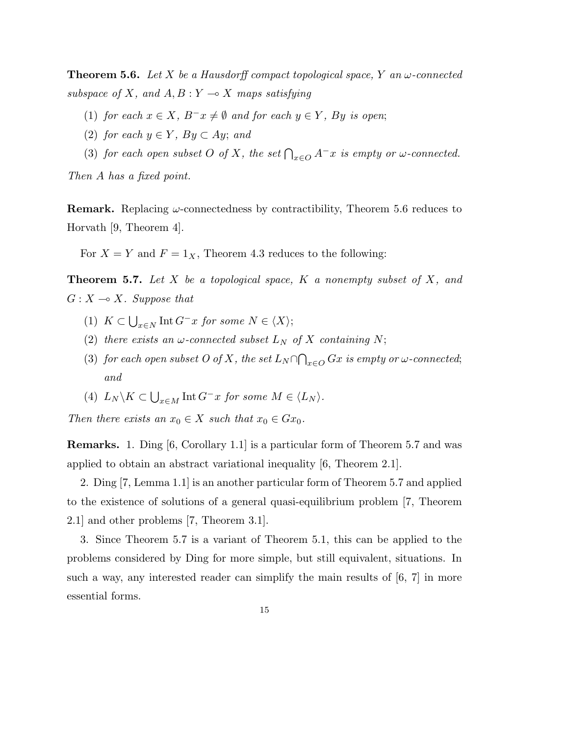**Theorem 5.6.** *Let $X$ be a Hausdorff compact topological space, $Y$ an $\omega$-connected subspace of $X$, and $A, B : Y \multimap X$ maps satisfying*

(1) *for each $x \in X$, $B^- x \neq \emptyset$ and for each $y \in Y$, $By$ is open*;

(2) *for each $y \in Y$, $By \subset Ay$; and*

(3) *for each open subset $O$ of $X$, the set $\bigcap_{x \in O} A^- x$ is empty or $\omega$-connected.*

*Then $A$ has a fixed point.*

**Remark.** Replacing $\omega$-connectedness by contractibility, Theorem 5.6 reduces to Horvath [9, Theorem 4].

For $X = Y$ and $F = 1_X$, Theorem 4.3 reduces to the following:

**Theorem 5.7.** *Let $X$ be a topological space, $K$ a nonempty subset of $X$, and $G : X \multimap X$. Suppose that*

(1) *$K \subset \bigcup_{x \in N} \operatorname{Int} G^- x$ for some $N \in \langle X \rangle$;*

(2) *there exists an $\omega$-connected subset $L_N$ of $X$ containing $N$;*

(3) *for each open subset $O$ of $X$, the set $L_N \cap \bigcap_{x \in O} Gx$ is empty or $\omega$-connected; and*

(4) *$L_N \backslash K \subset \bigcup_{x \in M} \operatorname{Int} G^- x$ for some $M \in \langle L_N \rangle$.*

*Then there exists an $x_0 \in X$ such that $x_0 \in Gx_0$.*

**Remarks.** 1. Ding [6, Corollary 1.1] is a particular form of Theorem 5.7 and was applied to obtain an abstract variational inequality [6, Theorem 2.1].

2. Ding [7, Lemma 1.1] is an another particular form of Theorem 5.7 and applied to the existence of solutions of a general quasi-equilibrium problem [7, Theorem 2.1] and other problems [7, Theorem 3.1].

3. Since Theorem 5.7 is a variant of Theorem 5.1, this can be applied to the problems considered by Ding for more simple, but still equivalent, situations. In such a way, any interested reader can simplify the main results of [6, 7] in more essential forms.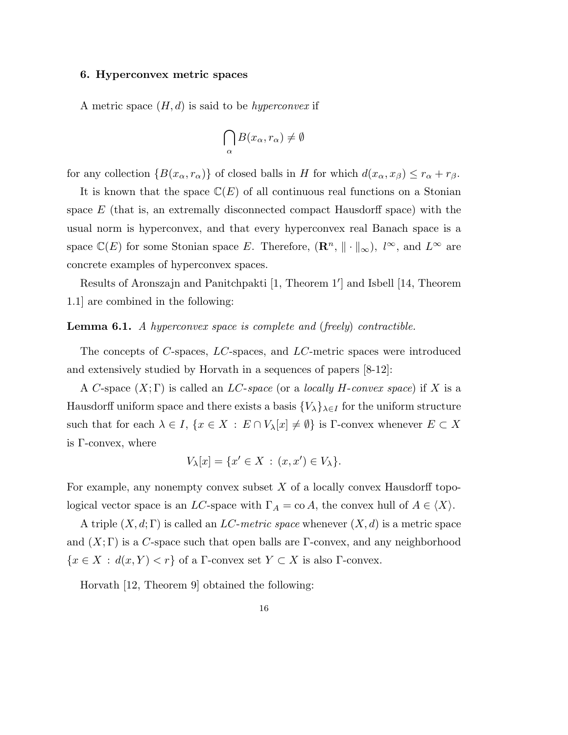### 6. Hyperconvex metric spaces

A metric space $(H, d)$ is said to be *hyperconvex* if

$$\bigcap_{\alpha} B(x_\alpha, r_\alpha) \neq \emptyset$$

for any collection $\{B(x_\alpha, r_\alpha)\}$ of closed balls in $H$ for which $d(x_\alpha, x_\beta) \leq r_\alpha + r_\beta$.

It is known that the space $\mathbb{C}(E)$ of all continuous real functions on a Stonian space $E$ (that is, an extremally disconnected compact Hausdorff space) with the usual norm is hyperconvex, and that every hyperconvex real Banach space is a space $\mathbb{C}(E)$ for some Stonian space $E$. Therefore, $(\mathbf{R}^n, \|\cdot\|_\infty)$, $l^\infty$, and $L^\infty$ are concrete examples of hyperconvex spaces.

Results of Aronszajn and Panitchpakti [1, Theorem 1′] and Isbell [14, Theorem 1.1] are combined in the following:

**Lemma 6.1.** *A hyperconvex space is complete and* (*freely*) *contractible.*

The concepts of $C$-spaces, $LC$-spaces, and $LC$-metric spaces were introduced and extensively studied by Horvath in a sequences of papers [8-12]:

A $C$-space $(X; \Gamma)$ is called an *$LC$-space* (or a *locally $H$-convex space*) if $X$ is a Hausdorff uniform space and there exists a basis $\{V_\lambda\}_{\lambda \in I}$ for the uniform structure such that for each $\lambda \in I$, $\{x \in X \,:\, E \cap V_\lambda[x] \neq \emptyset\}$ is $\Gamma$-convex whenever $E \subset X$ is $\Gamma$-convex, where

$$V_\lambda[x] = \{x' \in X \,:\, (x, x') \in V_\lambda\}.$$

For example, any nonempty convex subset $X$ of a locally convex Hausdorff topological vector space is an $LC$-space with $\Gamma_A = \operatorname{co} A$, the convex hull of $A \in \langle X \rangle$.

A triple $(X, d; \Gamma)$ is called an *$LC$-metric space* whenever $(X, d)$ is a metric space and $(X; \Gamma)$ is a $C$-space such that open balls are $\Gamma$-convex, and any neighborhood $\{x \in X \,:\, d(x, Y) < r\}$ of a $\Gamma$-convex set $Y \subset X$ is also $\Gamma$-convex.

Horvath [12, Theorem 9] obtained the following: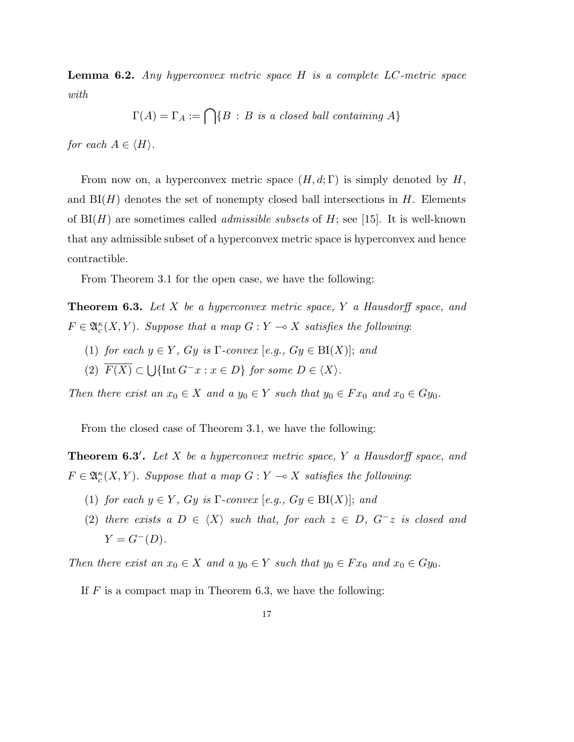**Lemma 6.2.** *Any hyperconvex metric space $H$ is a complete $LC$-metric space with*

$$\Gamma(A) = \Gamma_A := \bigcap\{B \,:\, B \text{ is a closed ball containing } A\}$$

*for each $A \in \langle H \rangle$.*

From now on, a hyperconvex metric space $(H, d; \Gamma)$ is simply denoted by $H$, and $\mathrm{BI}(H)$ denotes the set of nonempty closed ball intersections in $H$. Elements of $\mathrm{BI}(H)$ are sometimes called *admissible subsets* of $H$; see [15]. It is well-known that any admissible subset of a hyperconvex metric space is hyperconvex and hence contractible.

From Theorem 3.1 for the open case, we have the following:

**Theorem 6.3.** *Let $X$ be a hyperconvex metric space, $Y$ a Hausdorff space, and $F \in \mathfrak{A}_c^\kappa(X, Y)$. Suppose that a map $G : Y \multimap X$ satisfies the following*:

1. *for each $y \in Y$, $Gy$ is $\Gamma$-convex [e.g., $Gy \in \mathrm{BI}(X)$]; and*
2. *$\overline{F(X)} \subset \bigcup\{\mathrm{Int}\, G^- x : x \in D\}$ for some $D \in \langle X \rangle$.*

*Then there exist an $x_0 \in X$ and a $y_0 \in Y$ such that $y_0 \in Fx_0$ and $x_0 \in Gy_0$.*

From the closed case of Theorem 3.1, we have the following:

**Theorem 6.3′.** *Let $X$ be a hyperconvex metric space, $Y$ a Hausdorff space, and $F \in \mathfrak{A}_c^\kappa(X, Y)$. Suppose that a map $G : Y \multimap X$ satisfies the following*:

1. *for each $y \in Y$, $Gy$ is $\Gamma$-convex [e.g., $Gy \in \mathrm{BI}(X)$]; and*
2. *there exists a $D \in \langle X \rangle$ such that, for each $z \in D$, $G^- z$ is closed and $Y = G^-(D)$.*

*Then there exist an $x_0 \in X$ and a $y_0 \in Y$ such that $y_0 \in Fx_0$ and $x_0 \in Gy_0$.*

If $F$ is a compact map in Theorem 6.3, we have the following: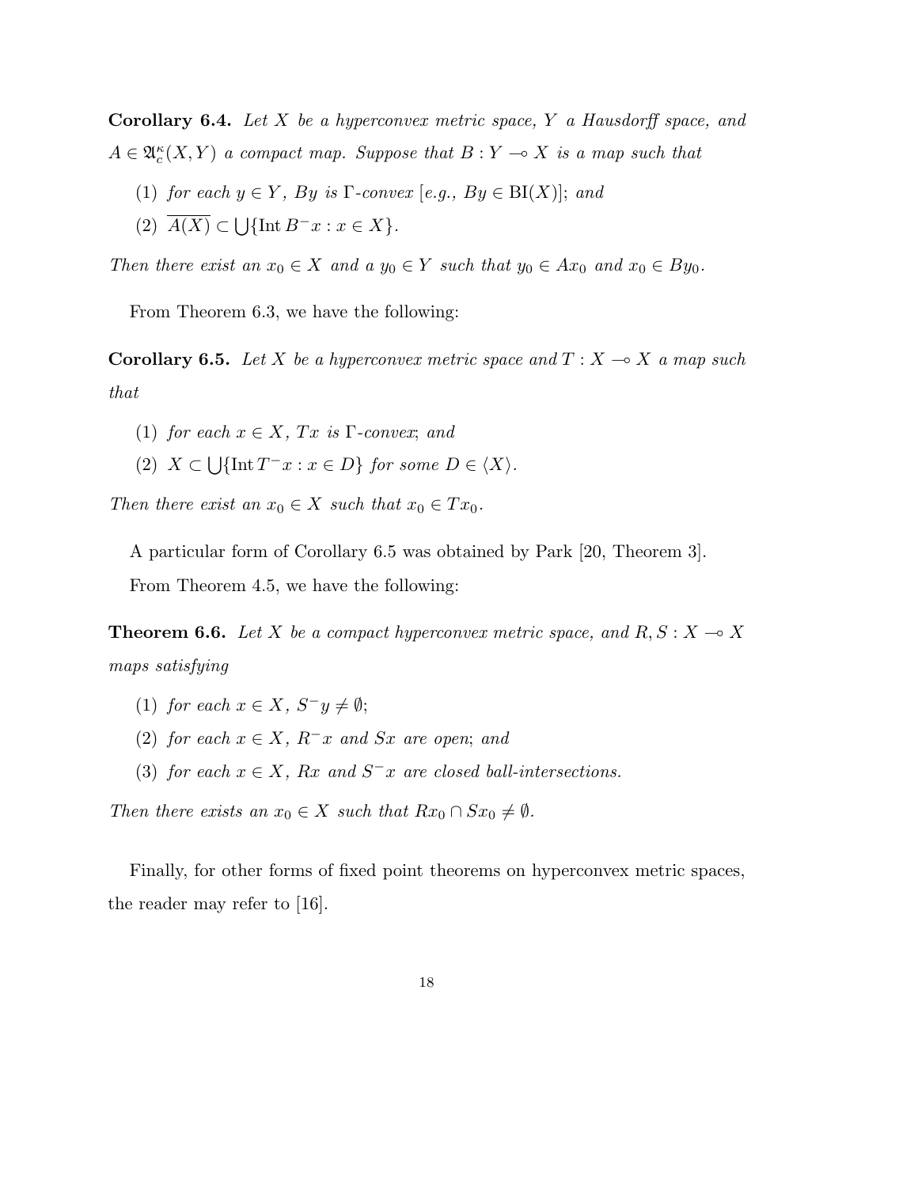**Corollary 6.4.** *Let $X$ be a hyperconvex metric space, $Y$ a Hausdorff space, and $A \in \mathfrak{A}_c^\kappa(X,Y)$ a compact map. Suppose that $B : Y \multimap X$ is a map such that*

1. *for each $y \in Y$, $By$ is $\Gamma$-convex [e.g., $By \in \mathrm{BI}(X)$]; and*
2. *$\overline{A(X)} \subset \bigcup\{\mathrm{Int}\, B^- x : x \in X\}$.*

*Then there exist an $x_0 \in X$ and a $y_0 \in Y$ such that $y_0 \in Ax_0$ and $x_0 \in By_0$.*

From Theorem 6.3, we have the following:

**Corollary 6.5.** *Let $X$ be a hyperconvex metric space and $T : X \multimap X$ a map such that*

1. *for each $x \in X$, $Tx$ is $\Gamma$-convex; and*
2. *$X \subset \bigcup\{\mathrm{Int}\, T^- x : x \in D\}$ for some $D \in \langle X \rangle$.*

*Then there exist an $x_0 \in X$ such that $x_0 \in Tx_0$.*

A particular form of Corollary 6.5 was obtained by Park [20, Theorem 3].

From Theorem 4.5, we have the following:

**Theorem 6.6.** *Let $X$ be a compact hyperconvex metric space, and $R, S : X \multimap X$ maps satisfying*

1. *for each $x \in X$, $S^- y \neq \emptyset$;*
2. *for each $x \in X$, $R^- x$ and $Sx$ are open; and*
3. *for each $x \in X$, $Rx$ and $S^- x$ are closed ball-intersections.*

*Then there exists an $x_0 \in X$ such that $Rx_0 \cap Sx_0 \neq \emptyset$.*

Finally, for other forms of fixed point theorems on hyperconvex metric spaces, the reader may refer to [16].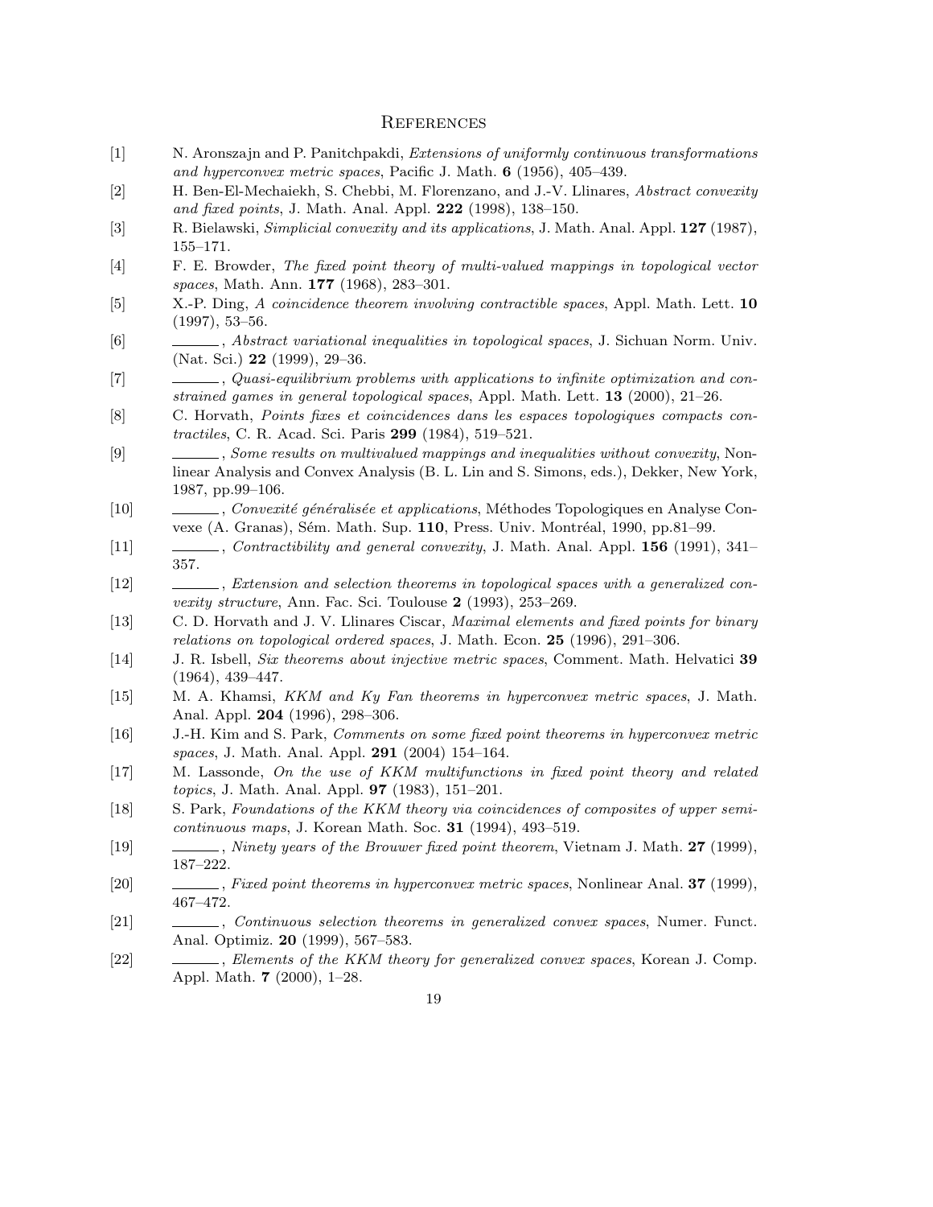## References

[1] N. Aronszajn and P. Panitchpakdi, *Extensions of uniformly continuous transformations and hyperconvex metric spaces*, Pacific J. Math. **6** (1956), 405–439.

[2] H. Ben-El-Mechaiekh, S. Chebbi, M. Florenzano, and J.-V. Llinares, *Abstract convexity and fixed points*, J. Math. Anal. Appl. **222** (1998), 138–150.

[3] R. Bielawski, *Simplicial convexity and its applications*, J. Math. Anal. Appl. **127** (1987), 155–171.

[4] F. E. Browder, *The fixed point theory of multi-valued mappings in topological vector spaces*, Math. Ann. **177** (1968), 283–301.

[5] X.-P. Ding, *A coincidence theorem involving contractible spaces*, Appl. Math. Lett. **10** (1997), 53–56.

[6] ______, *Abstract variational inequalities in topological spaces*, J. Sichuan Norm. Univ. (Nat. Sci.) **22** (1999), 29–36.

[7] ______, *Quasi-equilibrium problems with applications to infinite optimization and constrained games in general topological spaces*, Appl. Math. Lett. **13** (2000), 21–26.

[8] C. Horvath, *Points fixes et coincidences dans les espaces topologiques compacts contractiles*, C. R. Acad. Sci. Paris **299** (1984), 519–521.

[9] ______, *Some results on multivalued mappings and inequalities without convexity*, Nonlinear Analysis and Convex Analysis (B. L. Lin and S. Simons, eds.), Dekker, New York, 1987, pp.99–106.

[10] ______, *Convexité généralisée et applications*, Méthodes Topologiques en Analyse Convexe (A. Granas), Sém. Math. Sup. **110**, Press. Univ. Montréal, 1990, pp.81–99.

[11] ______, *Contractibility and general convexity*, J. Math. Anal. Appl. **156** (1991), 341–357.

[12] ______, *Extension and selection theorems in topological spaces with a generalized convexity structure*, Ann. Fac. Sci. Toulouse **2** (1993), 253–269.

[13] C. D. Horvath and J. V. Llinares Ciscar, *Maximal elements and fixed points for binary relations on topological ordered spaces*, J. Math. Econ. **25** (1996), 291–306.

[14] J. R. Isbell, *Six theorems about injective metric spaces*, Comment. Math. Helvatici **39** (1964), 439–447.

[15] M. A. Khamsi, *KKM and Ky Fan theorems in hyperconvex metric spaces*, J. Math. Anal. Appl. **204** (1996), 298–306.

[16] J.-H. Kim and S. Park, *Comments on some fixed point theorems in hyperconvex metric spaces*, J. Math. Anal. Appl. **291** (2004) 154–164.

[17] M. Lassonde, *On the use of KKM multifunctions in fixed point theory and related topics*, J. Math. Anal. Appl. **97** (1983), 151–201.

[18] S. Park, *Foundations of the KKM theory via coincidences of composites of upper semicontinuous maps*, J. Korean Math. Soc. **31** (1994), 493–519.

[19] ______, *Ninety years of the Brouwer fixed point theorem*, Vietnam J. Math. **27** (1999), 187–222.

[20] ______, *Fixed point theorems in hyperconvex metric spaces*, Nonlinear Anal. **37** (1999), 467–472.

[21] ______, *Continuous selection theorems in generalized convex spaces*, Numer. Funct. Anal. Optimiz. **20** (1999), 567–583.

[22] ______, *Elements of the KKM theory for generalized convex spaces*, Korean J. Comp. Appl. Math. **7** (2000), 1–28.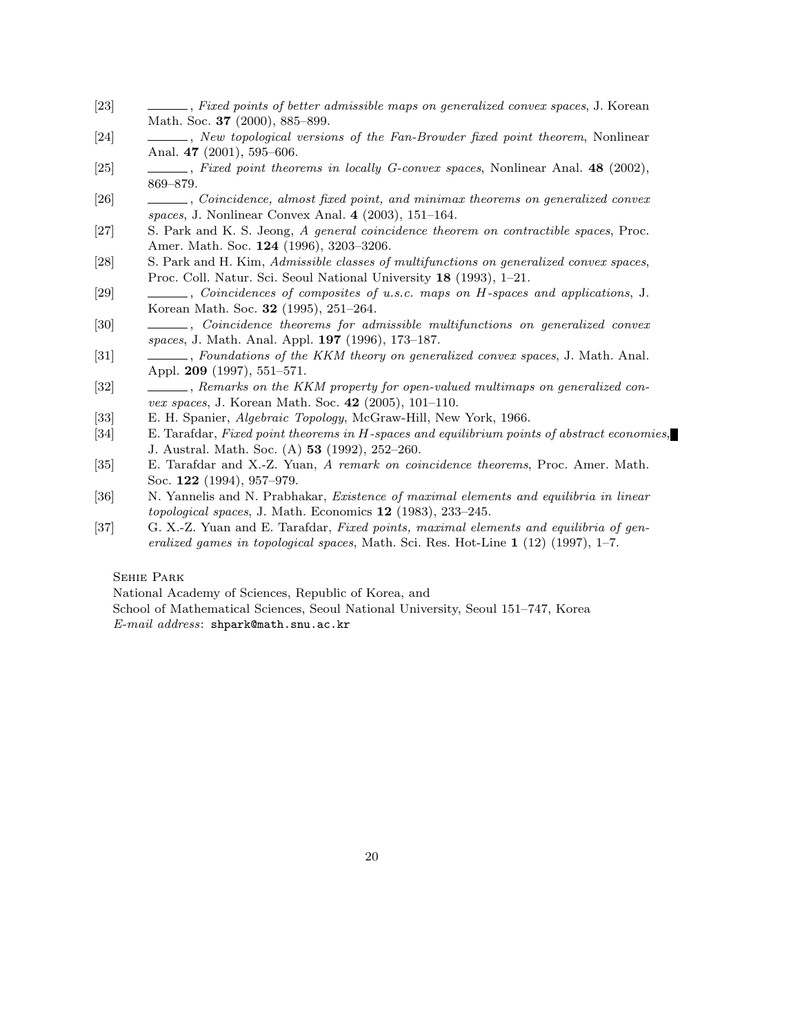[23] ______, *Fixed points of better admissible maps on generalized convex spaces*, J. Korean Math. Soc. **37** (2000), 885–899.

[24] ______, *New topological versions of the Fan-Browder fixed point theorem*, Nonlinear Anal. **47** (2001), 595–606.

[25] ______, *Fixed point theorems in locally G-convex spaces*, Nonlinear Anal. **48** (2002), 869–879.

[26] ______, *Coincidence, almost fixed point, and minimax theorems on generalized convex spaces*, J. Nonlinear Convex Anal. **4** (2003), 151–164.

[27] S. Park and K. S. Jeong, *A general coincidence theorem on contractible spaces*, Proc. Amer. Math. Soc. **124** (1996), 3203–3206.

[28] S. Park and H. Kim, *Admissible classes of multifunctions on generalized convex spaces*, Proc. Coll. Natur. Sci. Seoul National University **18** (1993), 1–21.

[29] ______, *Coincidences of composites of u.s.c. maps on H-spaces and applications*, J. Korean Math. Soc. **32** (1995), 251–264.

[30] ______, *Coincidence theorems for admissible multifunctions on generalized convex spaces*, J. Math. Anal. Appl. **197** (1996), 173–187.

[31] ______, *Foundations of the KKM theory on generalized convex spaces*, J. Math. Anal. Appl. **209** (1997), 551–571.

[32] ______, *Remarks on the KKM property for open-valued multimaps on generalized convex spaces*, J. Korean Math. Soc. **42** (2005), 101–110.

[33] E. H. Spanier, *Algebraic Topology*, McGraw-Hill, New York, 1966.

[34] E. Tarafdar, *Fixed point theorems in H-spaces and equilibrium points of abstract economies*, J. Austral. Math. Soc. (A) **53** (1992), 252–260.

[35] E. Tarafdar and X.-Z. Yuan, *A remark on coincidence theorems*, Proc. Amer. Math. Soc. **122** (1994), 957–979.

[36] N. Yannelis and N. Prabhakar, *Existence of maximal elements and equilibria in linear topological spaces*, J. Math. Economics **12** (1983), 233–245.

[37] G. X.-Z. Yuan and E. Tarafdar, *Fixed points, maximal elements and equilibria of generalized games in topological spaces*, Math. Sci. Res. Hot-Line **1** (12) (1997), 1–7.

Sehie Park
National Academy of Sciences, Republic of Korea, and
School of Mathematical Sciences, Seoul National University, Seoul 151–747, Korea
*E-mail address*: shpark@math.snu.ac.kr